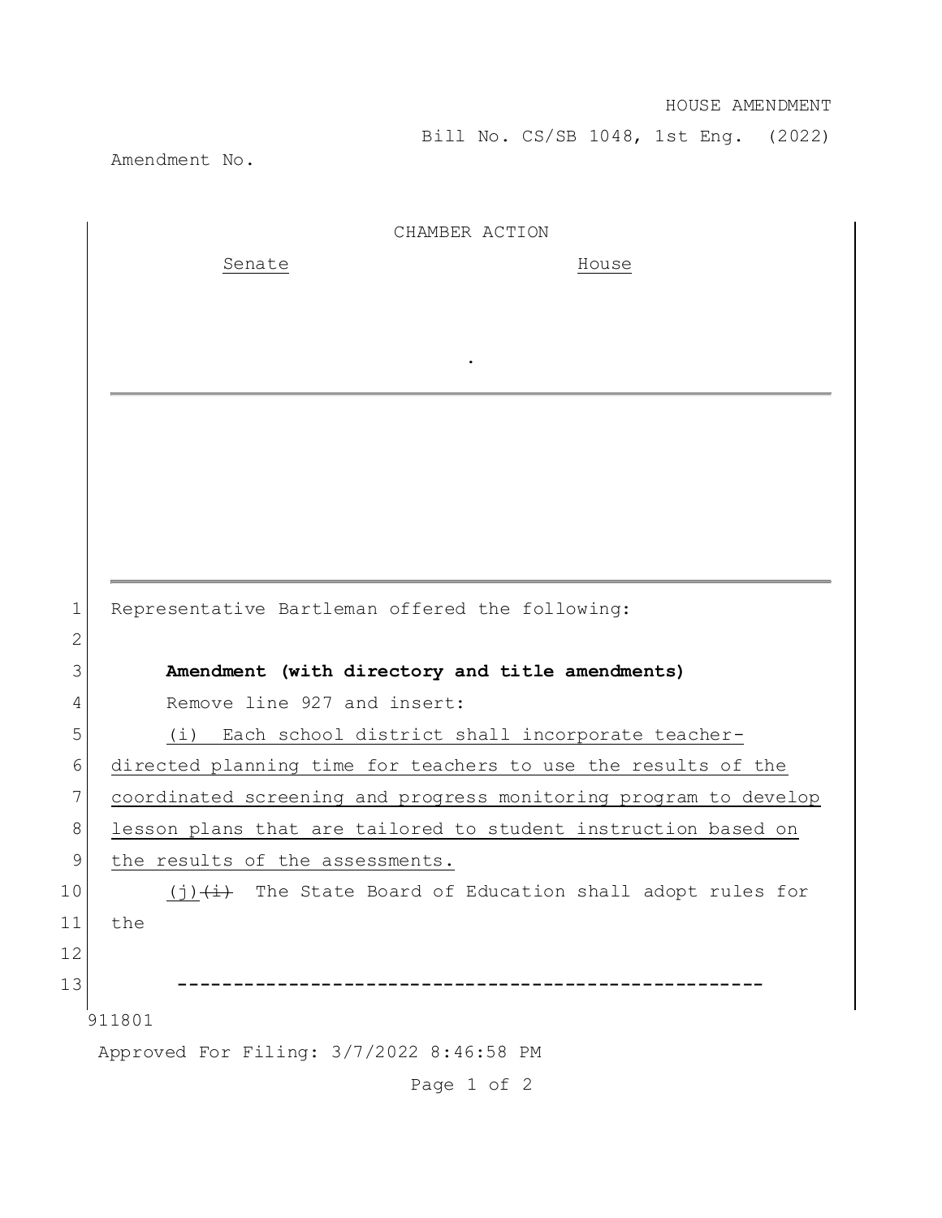HOUSE AMENDMENT

Bill No. CS/SB 1048, 1st Eng. (2022)

Amendment No.

CHAMBER ACTION

Senate | House

.

Representative Bartleman offered the following:

**Amendment (with directory and title amendments)**

Remove line 927 and insert:

(i) Each school district shall incorporate teacher-directed planning time for teachers to use the results of the coordinated screening and progress monitoring program to develop lesson plans that are tailored to student instruction based on the results of the assessments.

(j)~~(i)~~ The State Board of Education shall adopt rules for the

-----------------------------------------------------

911801

Approved For Filing: 3/7/2022 8:46:58 PM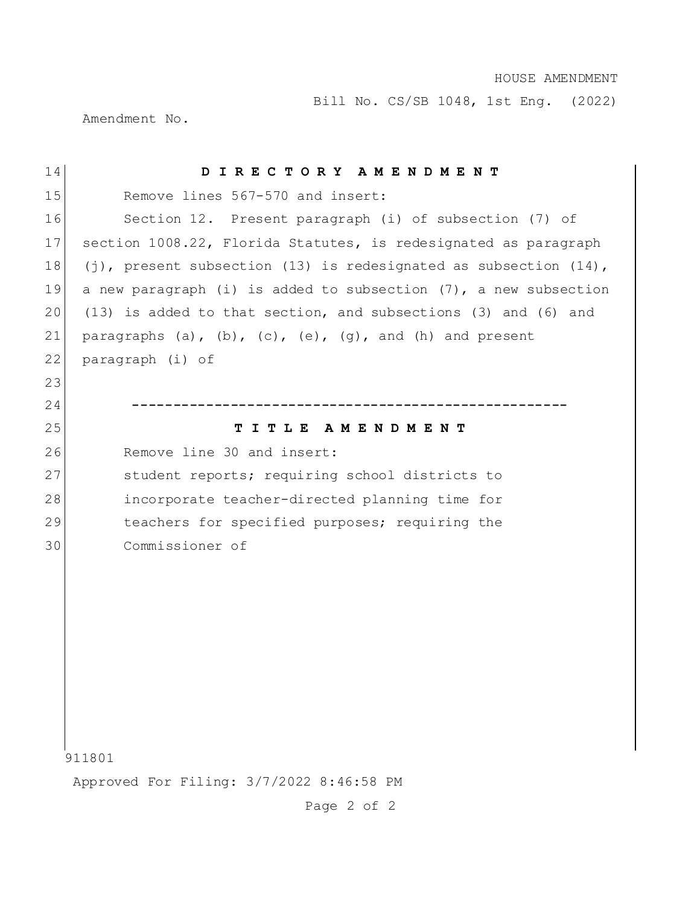**D I R E C T O R Y   A M E N D M E N T**

Remove lines 567-570 and insert:

Section 12. Present paragraph (i) of subsection (7) of section 1008.22, Florida Statutes, is redesignated as paragraph (j), present subsection (13) is redesignated as subsection (14), a new paragraph (i) is added to subsection (7), a new subsection (13) is added to that section, and subsections (3) and (6) and paragraphs (a), (b), (c), (e), (g), and (h) and present paragraph (i) of

-----------------------------------------------------

**T I T L E   A M E N D M E N T**

Remove line 30 and insert:

student reports; requiring school districts to incorporate teacher-directed planning time for teachers for specified purposes; requiring the Commissioner of

911801

Approved For Filing: 3/7/2022 8:46:58 PM